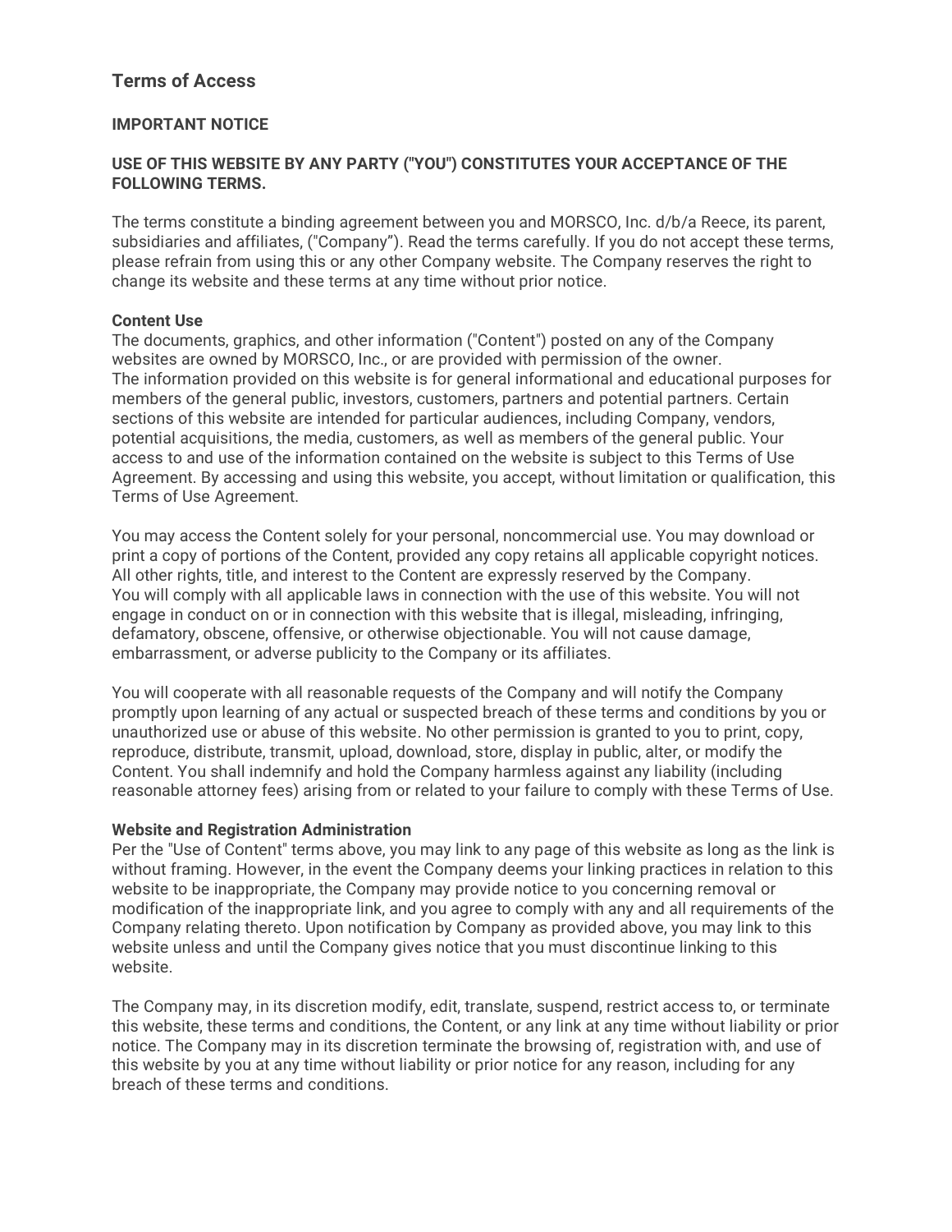## Terms of Access

**IMPORTANT NOTICE**

**USE OF THIS WEBSITE BY ANY PARTY ("YOU") CONSTITUTES YOUR ACCEPTANCE OF THE FOLLOWING TERMS.**

The terms constitute a binding agreement between you and MORSCO, Inc. d/b/a Reece, its parent, subsidiaries and affiliates, ("Company"). Read the terms carefully. If you do not accept these terms, please refrain from using this or any other Company website. The Company reserves the right to change its website and these terms at any time without prior notice.

**Content Use**

The documents, graphics, and other information ("Content") posted on any of the Company websites are owned by MORSCO, Inc., or are provided with permission of the owner. The information provided on this website is for general informational and educational purposes for members of the general public, investors, customers, partners and potential partners. Certain sections of this website are intended for particular audiences, including Company, vendors, potential acquisitions, the media, customers, as well as members of the general public. Your access to and use of the information contained on the website is subject to this Terms of Use Agreement. By accessing and using this website, you accept, without limitation or qualification, this Terms of Use Agreement.

You may access the Content solely for your personal, noncommercial use. You may download or print a copy of portions of the Content, provided any copy retains all applicable copyright notices. All other rights, title, and interest to the Content are expressly reserved by the Company. You will comply with all applicable laws in connection with the use of this website. You will not engage in conduct on or in connection with this website that is illegal, misleading, infringing, defamatory, obscene, offensive, or otherwise objectionable. You will not cause damage, embarrassment, or adverse publicity to the Company or its affiliates.

You will cooperate with all reasonable requests of the Company and will notify the Company promptly upon learning of any actual or suspected breach of these terms and conditions by you or unauthorized use or abuse of this website. No other permission is granted to you to print, copy, reproduce, distribute, transmit, upload, download, store, display in public, alter, or modify the Content. You shall indemnify and hold the Company harmless against any liability (including reasonable attorney fees) arising from or related to your failure to comply with these Terms of Use.

**Website and Registration Administration**

Per the "Use of Content" terms above, you may link to any page of this website as long as the link is without framing. However, in the event the Company deems your linking practices in relation to this website to be inappropriate, the Company may provide notice to you concerning removal or modification of the inappropriate link, and you agree to comply with any and all requirements of the Company relating thereto. Upon notification by Company as provided above, you may link to this website unless and until the Company gives notice that you must discontinue linking to this website.

The Company may, in its discretion modify, edit, translate, suspend, restrict access to, or terminate this website, these terms and conditions, the Content, or any link at any time without liability or prior notice. The Company may in its discretion terminate the browsing of, registration with, and use of this website by you at any time without liability or prior notice for any reason, including for any breach of these terms and conditions.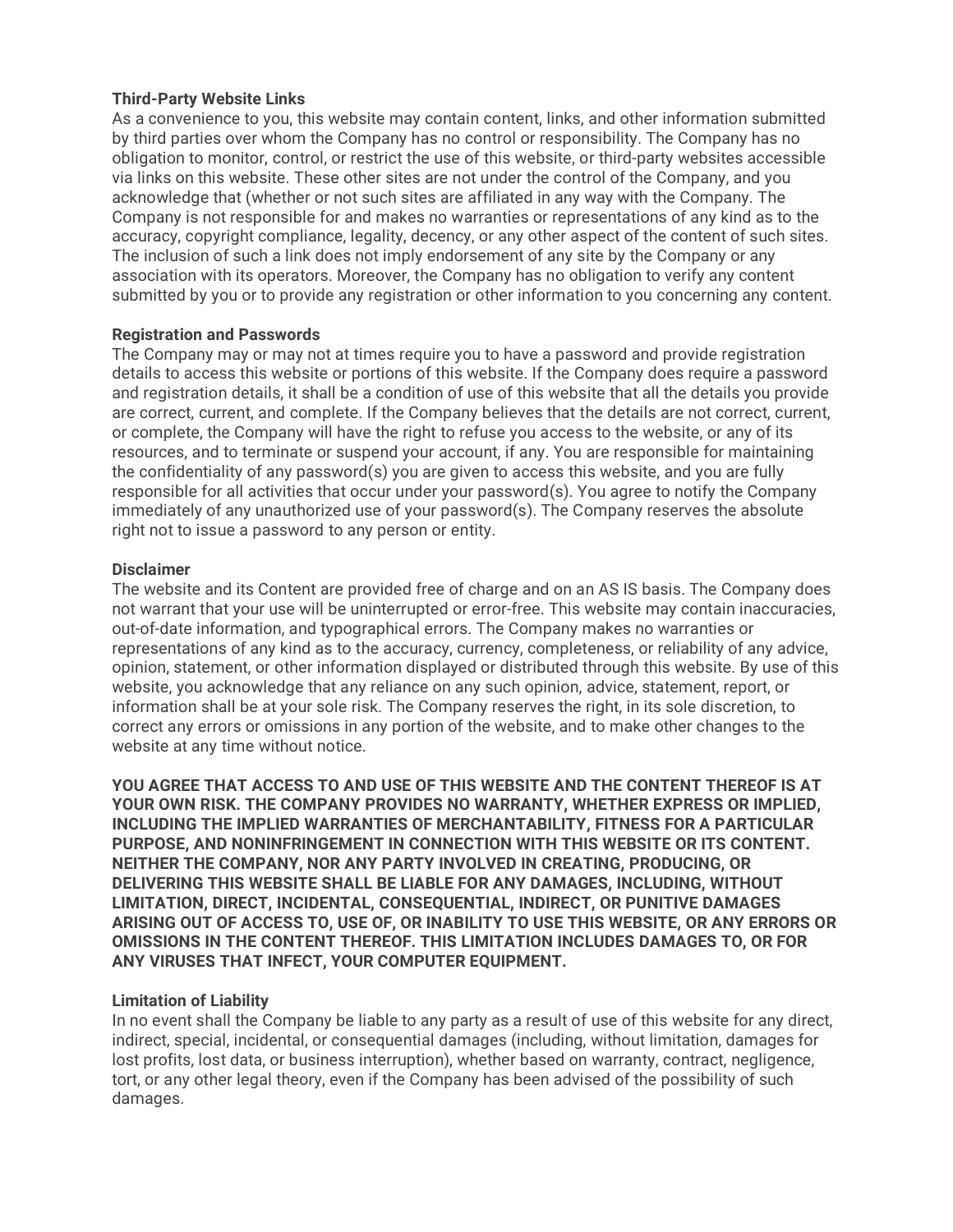**Third-Party Website Links**
As a convenience to you, this website may contain content, links, and other information submitted by third parties over whom the Company has no control or responsibility. The Company has no obligation to monitor, control, or restrict the use of this website, or third-party websites accessible via links on this website. These other sites are not under the control of the Company, and you acknowledge that (whether or not such sites are affiliated in any way with the Company. The Company is not responsible for and makes no warranties or representations of any kind as to the accuracy, copyright compliance, legality, decency, or any other aspect of the content of such sites. The inclusion of such a link does not imply endorsement of any site by the Company or any association with its operators. Moreover, the Company has no obligation to verify any content submitted by you or to provide any registration or other information to you concerning any content.

**Registration and Passwords**
The Company may or may not at times require you to have a password and provide registration details to access this website or portions of this website. If the Company does require a password and registration details, it shall be a condition of use of this website that all the details you provide are correct, current, and complete. If the Company believes that the details are not correct, current, or complete, the Company will have the right to refuse you access to the website, or any of its resources, and to terminate or suspend your account, if any. You are responsible for maintaining the confidentiality of any password(s) you are given to access this website, and you are fully responsible for all activities that occur under your password(s). You agree to notify the Company immediately of any unauthorized use of your password(s). The Company reserves the absolute right not to issue a password to any person or entity.

**Disclaimer**
The website and its Content are provided free of charge and on an AS IS basis. The Company does not warrant that your use will be uninterrupted or error-free. This website may contain inaccuracies, out-of-date information, and typographical errors. The Company makes no warranties or representations of any kind as to the accuracy, currency, completeness, or reliability of any advice, opinion, statement, or other information displayed or distributed through this website. By use of this website, you acknowledge that any reliance on any such opinion, advice, statement, report, or information shall be at your sole risk. The Company reserves the right, in its sole discretion, to correct any errors or omissions in any portion of the website, and to make other changes to the website at any time without notice.

**YOU AGREE THAT ACCESS TO AND USE OF THIS WEBSITE AND THE CONTENT THEREOF IS AT YOUR OWN RISK. THE COMPANY PROVIDES NO WARRANTY, WHETHER EXPRESS OR IMPLIED, INCLUDING THE IMPLIED WARRANTIES OF MERCHANTABILITY, FITNESS FOR A PARTICULAR PURPOSE, AND NONINFRINGEMENT IN CONNECTION WITH THIS WEBSITE OR ITS CONTENT. NEITHER THE COMPANY, NOR ANY PARTY INVOLVED IN CREATING, PRODUCING, OR DELIVERING THIS WEBSITE SHALL BE LIABLE FOR ANY DAMAGES, INCLUDING, WITHOUT LIMITATION, DIRECT, INCIDENTAL, CONSEQUENTIAL, INDIRECT, OR PUNITIVE DAMAGES ARISING OUT OF ACCESS TO, USE OF, OR INABILITY TO USE THIS WEBSITE, OR ANY ERRORS OR OMISSIONS IN THE CONTENT THEREOF. THIS LIMITATION INCLUDES DAMAGES TO, OR FOR ANY VIRUSES THAT INFECT, YOUR COMPUTER EQUIPMENT.**

**Limitation of Liability**
In no event shall the Company be liable to any party as a result of use of this website for any direct, indirect, special, incidental, or consequential damages (including, without limitation, damages for lost profits, lost data, or business interruption), whether based on warranty, contract, negligence, tort, or any other legal theory, even if the Company has been advised of the possibility of such damages.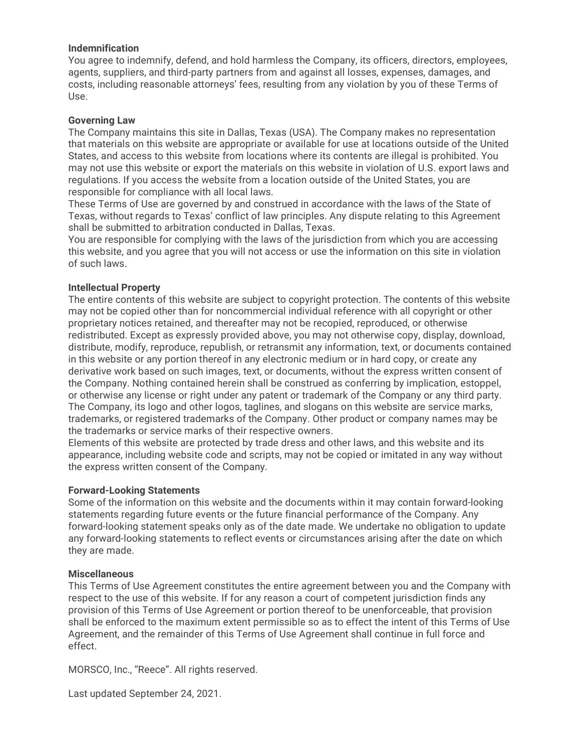**Indemnification**

You agree to indemnify, defend, and hold harmless the Company, its officers, directors, employees, agents, suppliers, and third-party partners from and against all losses, expenses, damages, and costs, including reasonable attorneys' fees, resulting from any violation by you of these Terms of Use.

**Governing Law**

The Company maintains this site in Dallas, Texas (USA). The Company makes no representation that materials on this website are appropriate or available for use at locations outside of the United States, and access to this website from locations where its contents are illegal is prohibited. You may not use this website or export the materials on this website in violation of U.S. export laws and regulations. If you access the website from a location outside of the United States, you are responsible for compliance with all local laws.

These Terms of Use are governed by and construed in accordance with the laws of the State of Texas, without regards to Texas' conflict of law principles. Any dispute relating to this Agreement shall be submitted to arbitration conducted in Dallas, Texas.

You are responsible for complying with the laws of the jurisdiction from which you are accessing this website, and you agree that you will not access or use the information on this site in violation of such laws.

**Intellectual Property**

The entire contents of this website are subject to copyright protection. The contents of this website may not be copied other than for noncommercial individual reference with all copyright or other proprietary notices retained, and thereafter may not be recopied, reproduced, or otherwise redistributed. Except as expressly provided above, you may not otherwise copy, display, download, distribute, modify, reproduce, republish, or retransmit any information, text, or documents contained in this website or any portion thereof in any electronic medium or in hard copy, or create any derivative work based on such images, text, or documents, without the express written consent of the Company. Nothing contained herein shall be construed as conferring by implication, estoppel, or otherwise any license or right under any patent or trademark of the Company or any third party. The Company, its logo and other logos, taglines, and slogans on this website are service marks, trademarks, or registered trademarks of the Company. Other product or company names may be the trademarks or service marks of their respective owners.

Elements of this website are protected by trade dress and other laws, and this website and its appearance, including website code and scripts, may not be copied or imitated in any way without the express written consent of the Company.

**Forward-Looking Statements**

Some of the information on this website and the documents within it may contain forward-looking statements regarding future events or the future financial performance of the Company. Any forward-looking statement speaks only as of the date made. We undertake no obligation to update any forward-looking statements to reflect events or circumstances arising after the date on which they are made.

**Miscellaneous**

This Terms of Use Agreement constitutes the entire agreement between you and the Company with respect to the use of this website. If for any reason a court of competent jurisdiction finds any provision of this Terms of Use Agreement or portion thereof to be unenforceable, that provision shall be enforced to the maximum extent permissible so as to effect the intent of this Terms of Use Agreement, and the remainder of this Terms of Use Agreement shall continue in full force and effect.

MORSCO, Inc., "Reece". All rights reserved.

Last updated September 24, 2021.